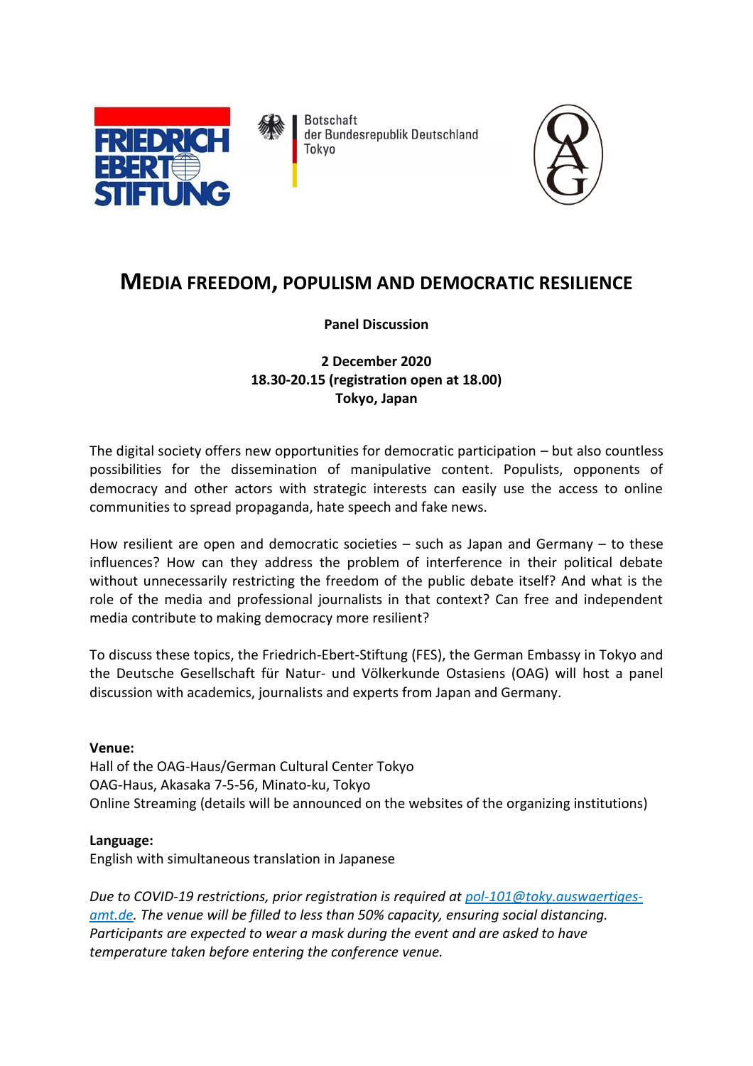Botschaft
der Bundesrepublik Deutschland
Tokyo

# MEDIA FREEDOM, POPULISM AND DEMOCRATIC RESILIENCE

**Panel Discussion**

**2 December 2020**
**18.30-20.15 (registration open at 18.00)**
**Tokyo, Japan**

The digital society offers new opportunities for democratic participation – but also countless possibilities for the dissemination of manipulative content. Populists, opponents of democracy and other actors with strategic interests can easily use the access to online communities to spread propaganda, hate speech and fake news.

How resilient are open and democratic societies – such as Japan and Germany – to these influences? How can they address the problem of interference in their political debate without unnecessarily restricting the freedom of the public debate itself? And what is the role of the media and professional journalists in that context? Can free and independent media contribute to making democracy more resilient?

To discuss these topics, the Friedrich-Ebert-Stiftung (FES), the German Embassy in Tokyo and the Deutsche Gesellschaft für Natur- und Völkerkunde Ostasiens (OAG) will host a panel discussion with academics, journalists and experts from Japan and Germany.

**Venue:**
Hall of the OAG-Haus/German Cultural Center Tokyo
OAG-Haus, Akasaka 7-5-56, Minato-ku, Tokyo
Online Streaming (details will be announced on the websites of the organizing institutions)

**Language:**
English with simultaneous translation in Japanese

*Due to COVID-19 restrictions, prior registration is required at pol-101@toky.auswaertiges-amt.de. The venue will be filled to less than 50% capacity, ensuring social distancing. Participants are expected to wear a mask during the event and are asked to have temperature taken before entering the conference venue.*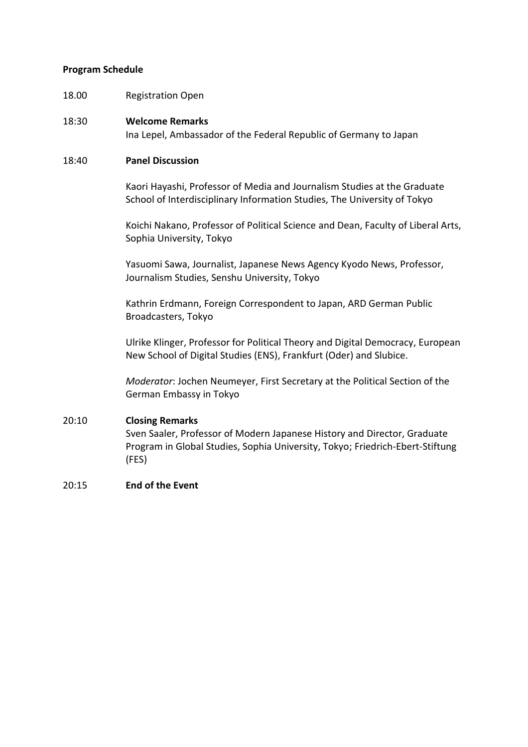**Program Schedule**

18.00 Registration Open

18:30 **Welcome Remarks**
Ina Lepel, Ambassador of the Federal Republic of Germany to Japan

18:40 **Panel Discussion**

Kaori Hayashi, Professor of Media and Journalism Studies at the Graduate School of Interdisciplinary Information Studies, The University of Tokyo

Koichi Nakano, Professor of Political Science and Dean, Faculty of Liberal Arts, Sophia University, Tokyo

Yasuomi Sawa, Journalist, Japanese News Agency Kyodo News, Professor, Journalism Studies, Senshu University, Tokyo

Kathrin Erdmann, Foreign Correspondent to Japan, ARD German Public Broadcasters, Tokyo

Ulrike Klinger, Professor for Political Theory and Digital Democracy, European New School of Digital Studies (ENS), Frankfurt (Oder) and Slubice.

*Moderator*: Jochen Neumeyer, First Secretary at the Political Section of the German Embassy in Tokyo

20:10 **Closing Remarks**
Sven Saaler, Professor of Modern Japanese History and Director, Graduate Program in Global Studies, Sophia University, Tokyo; Friedrich-Ebert-Stiftung (FES)

20:15 **End of the Event**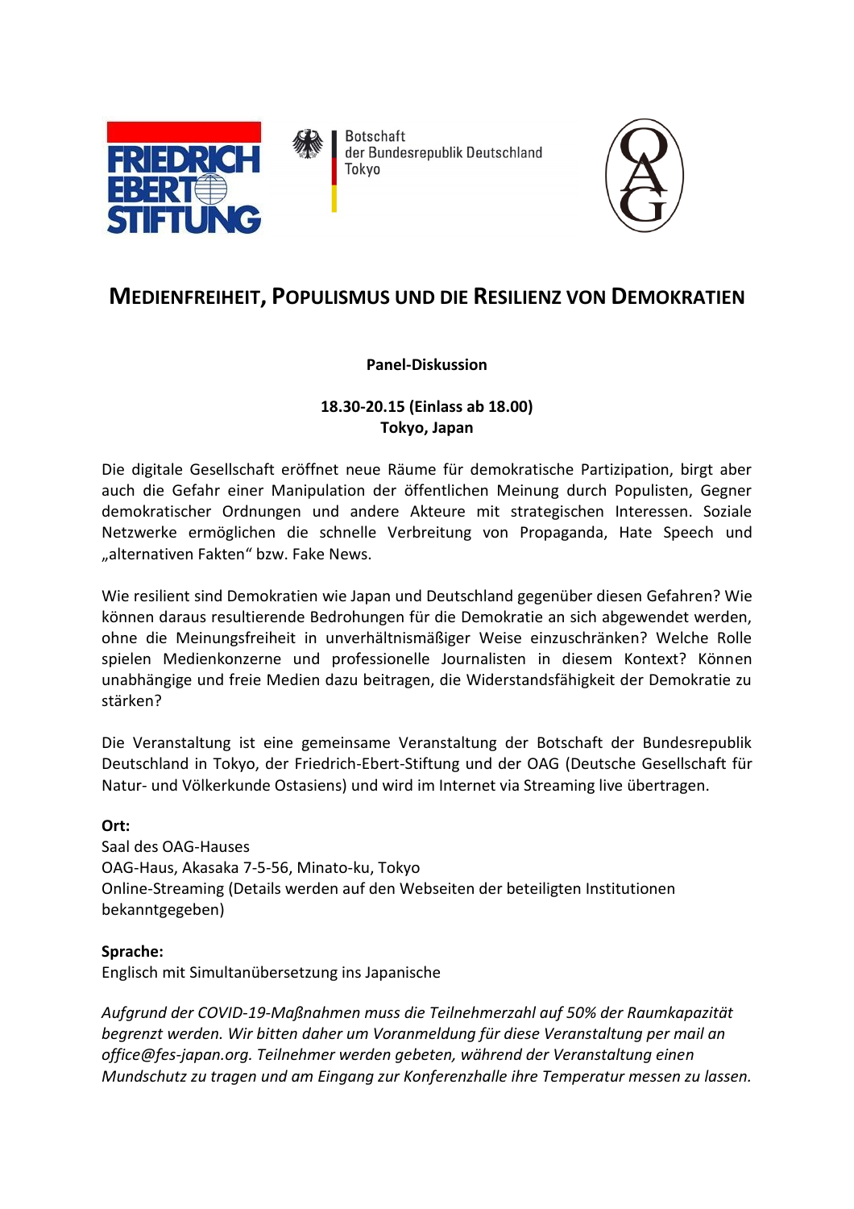Botschaft
der Bundesrepublik Deutschland
Tokyo

# MEDIENFREIHEIT, POPULISMUS UND DIE RESILIENZ VON DEMOKRATIEN

**Panel-Diskussion**

**18.30-20.15 (Einlass ab 18.00)**
**Tokyo, Japan**

Die digitale Gesellschaft eröffnet neue Räume für demokratische Partizipation, birgt aber auch die Gefahr einer Manipulation der öffentlichen Meinung durch Populisten, Gegner demokratischer Ordnungen und andere Akteure mit strategischen Interessen. Soziale Netzwerke ermöglichen die schnelle Verbreitung von Propaganda, Hate Speech und „alternativen Fakten" bzw. Fake News.

Wie resilient sind Demokratien wie Japan und Deutschland gegenüber diesen Gefahren? Wie können daraus resultierende Bedrohungen für die Demokratie an sich abgewendet werden, ohne die Meinungsfreiheit in unverhältnismäßiger Weise einzuschränken? Welche Rolle spielen Medienkonzerne und professionelle Journalisten in diesem Kontext? Können unabhängige und freie Medien dazu beitragen, die Widerstandsfähigkeit der Demokratie zu stärken?

Die Veranstaltung ist eine gemeinsame Veranstaltung der Botschaft der Bundesrepublik Deutschland in Tokyo, der Friedrich-Ebert-Stiftung und der OAG (Deutsche Gesellschaft für Natur- und Völkerkunde Ostasiens) und wird im Internet via Streaming live übertragen.

**Ort:**
Saal des OAG-Hauses
OAG-Haus, Akasaka 7-5-56, Minato-ku, Tokyo
Online-Streaming (Details werden auf den Webseiten der beteiligten Institutionen bekanntgegeben)

**Sprache:**
Englisch mit Simultanübersetzung ins Japanische

*Aufgrund der COVID-19-Maßnahmen muss die Teilnehmerzahl auf 50% der Raumkapazität begrenzt werden. Wir bitten daher um Voranmeldung für diese Veranstaltung per mail an office@fes-japan.org. Teilnehmer werden gebeten, während der Veranstaltung einen Mundschutz zu tragen und am Eingang zur Konferenzhalle ihre Temperatur messen zu lassen.*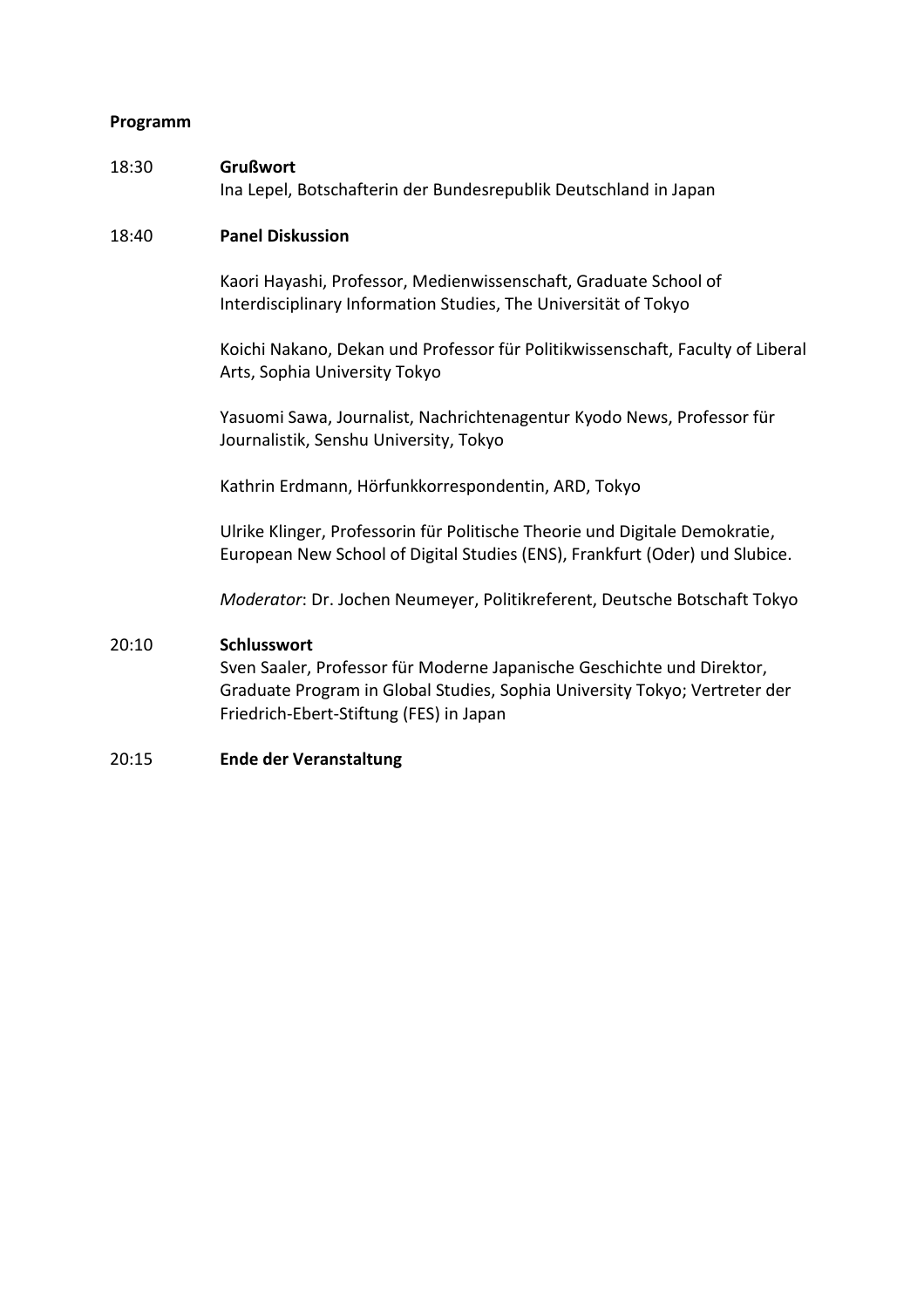**Programm**

| | |
|---|---|
| 18:30 | **Grußwort**<br>Ina Lepel, Botschafterin der Bundesrepublik Deutschland in Japan |
| 18:40 | **Panel Diskussion**<br><br>Kaori Hayashi, Professor, Medienwissenschaft, Graduate School of Interdisciplinary Information Studies, The Universität of Tokyo<br><br>Koichi Nakano, Dekan und Professor für Politikwissenschaft, Faculty of Liberal Arts, Sophia University Tokyo<br><br>Yasuomi Sawa, Journalist, Nachrichtenagentur Kyodo News, Professor für Journalistik, Senshu University, Tokyo<br><br>Kathrin Erdmann, Hörfunkkorrespondentin, ARD, Tokyo<br><br>Ulrike Klinger, Professorin für Politische Theorie und Digitale Demokratie, European New School of Digital Studies (ENS), Frankfurt (Oder) und Slubice.<br><br>*Moderator*: Dr. Jochen Neumeyer, Politikreferent, Deutsche Botschaft Tokyo |
| 20:10 | **Schlusswort**<br>Sven Saaler, Professor für Moderne Japanische Geschichte und Direktor, Graduate Program in Global Studies, Sophia University Tokyo; Vertreter der Friedrich-Ebert-Stiftung (FES) in Japan |
| 20:15 | **Ende der Veranstaltung** |